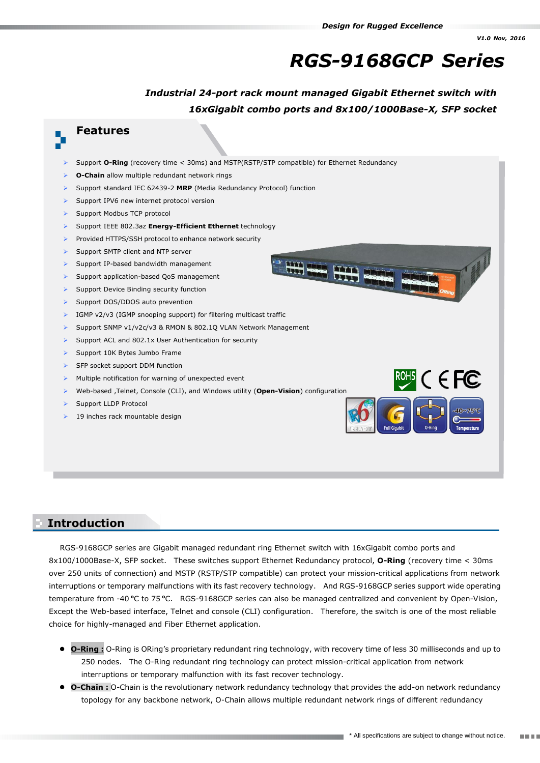*Design for Rugged Excellence*

*V1.0 Nov, 2016*

# RGS-9168GCP Series

***Industrial 24-port rack mount managed Gigabit Ethernet switch with 16xGigabit combo ports and 8x100/1000Base-X, SFP socket***

## Features

- Support **O-Ring** (recovery time < 30ms) and MSTP(RSTP/STP compatible) for Ethernet Redundancy
- **O-Chain** allow multiple redundant network rings
- Support standard IEC 62439-2 **MRP** (Media Redundancy Protocol) function
- Support IPV6 new internet protocol version
- Support Modbus TCP protocol
- Support IEEE 802.3az **Energy-Efficient Ethernet** technology
- Provided HTTPS/SSH protocol to enhance network security
- Support SMTP client and NTP server
- Support IP-based bandwidth management
- Support application-based QoS management
- Support Device Binding security function
- Support DOS/DDOS auto prevention
- IGMP v2/v3 (IGMP snooping support) for filtering multicast traffic
- Support SNMP v1/v2c/v3 & RMON & 802.1Q VLAN Network Management
- Support ACL and 802.1x User Authentication for security
- Support 10K Bytes Jumbo Frame
- SFP socket support DDM function
- Multiple notification for warning of unexpected event
- Web-based ,Telnet, Console (CLI), and Windows utility (**Open-Vision**) configuration
- Support LLDP Protocol
- 19 inches rack mountable design

## Introduction

RGS-9168GCP series are Gigabit managed redundant ring Ethernet switch with 16xGigabit combo ports and 8x100/1000Base-X, SFP socket. These switches support Ethernet Redundancy protocol, **O-Ring** (recovery time < 30ms over 250 units of connection) and MSTP (RSTP/STP compatible) can protect your mission-critical applications from network interruptions or temporary malfunctions with its fast recovery technology. And RGS-9168GCP series support wide operating temperature from -40 °C to 75 °C. RGS-9168GCP series can also be managed centralized and convenient by Open-Vision, Except the Web-based interface, Telnet and console (CLI) configuration. Therefore, the switch is one of the most reliable choice for highly-managed and Fiber Ethernet application.

- **O-Ring :** O-Ring is ORing's proprietary redundant ring technology, with recovery time of less 30 milliseconds and up to 250 nodes. The O-Ring redundant ring technology can protect mission-critical application from network interruptions or temporary malfunction with its fast recover technology.
- **O-Chain :** O-Chain is the revolutionary network redundancy technology that provides the add-on network redundancy topology for any backbone network, O-Chain allows multiple redundant network rings of different redundancy

\* All specifications are subject to change without notice.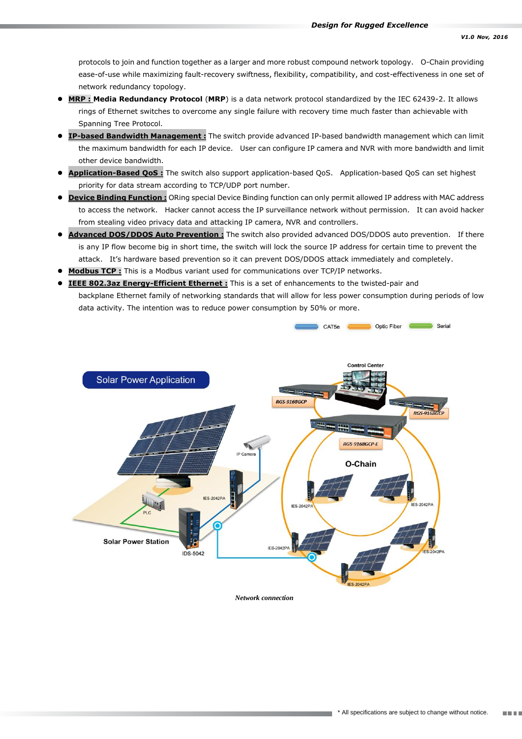protocols to join and function together as a larger and more robust compound network topology. O-Chain providing ease-of-use while maximizing fault-recovery swiftness, flexibility, compatibility, and cost-effectiveness in one set of network redundancy topology.

- **MRP : Media Redundancy Protocol** (**MRP**) is a data network protocol standardized by the IEC 62439-2. It allows rings of Ethernet switches to overcome any single failure with recovery time much faster than achievable with Spanning Tree Protocol.
- **IP-based Bandwidth Management :** The switch provide advanced IP-based bandwidth management which can limit the maximum bandwidth for each IP device. User can configure IP camera and NVR with more bandwidth and limit other device bandwidth.
- **Application-Based QoS :** The switch also support application-based QoS. Application-based QoS can set highest priority for data stream according to TCP/UDP port number.
- **Device Binding Function :** ORing special Device Binding function can only permit allowed IP address with MAC address to access the network. Hacker cannot access the IP surveillance network without permission. It can avoid hacker from stealing video privacy data and attacking IP camera, NVR and controllers.
- **Advanced DOS/DDOS Auto Prevention :** The switch also provided advanced DOS/DDOS auto prevention. If there is any IP flow become big in short time, the switch will lock the source IP address for certain time to prevent the attack. It's hardware based prevention so it can prevent DOS/DDOS attack immediately and completely.
- **Modbus TCP :** This is a Modbus variant used for communications over TCP/IP networks.
- **IEEE 802.3az Energy-Efficient Ethernet :** This is a set of enhancements to the twisted-pair and backplane Ethernet family of networking standards that will allow for less power consumption during periods of low data activity. The intention was to reduce power consumption by 50% or more.

*Network connection*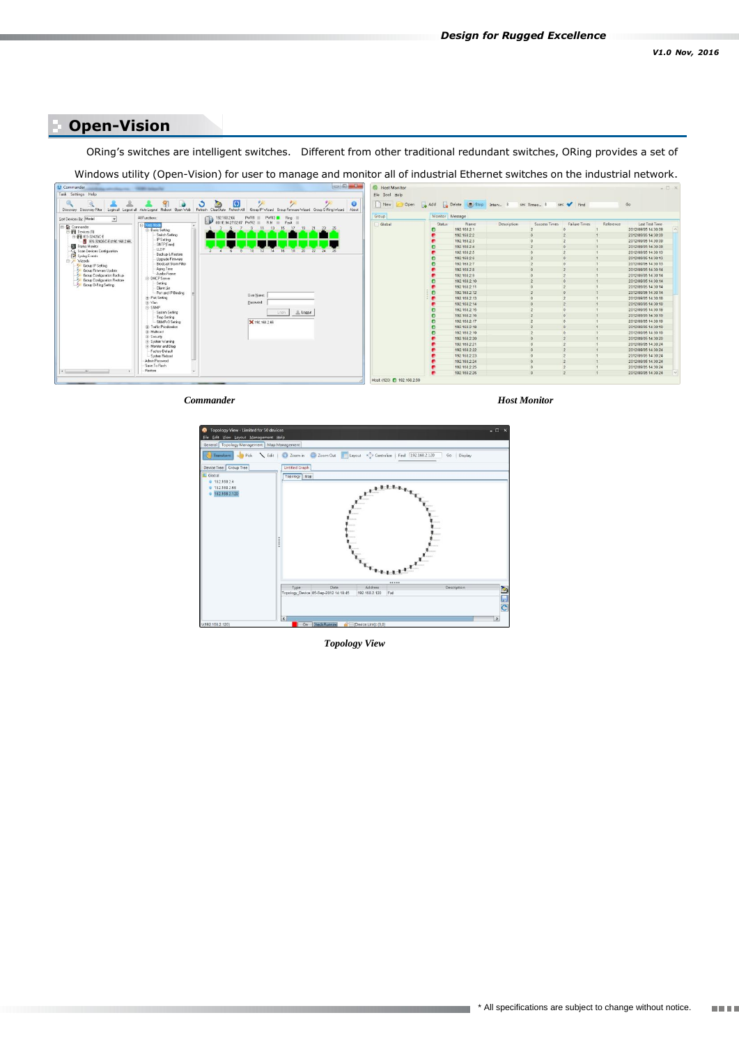## Open-Vision

ORing's switches are intelligent switches. Different from other traditional redundant switches, ORing provides a set of Windows utility (Open-Vision) for user to manage and monitor all of industrial Ethernet switches on the industrial network.

*Commander*

*Host Monitor*

*Topology View*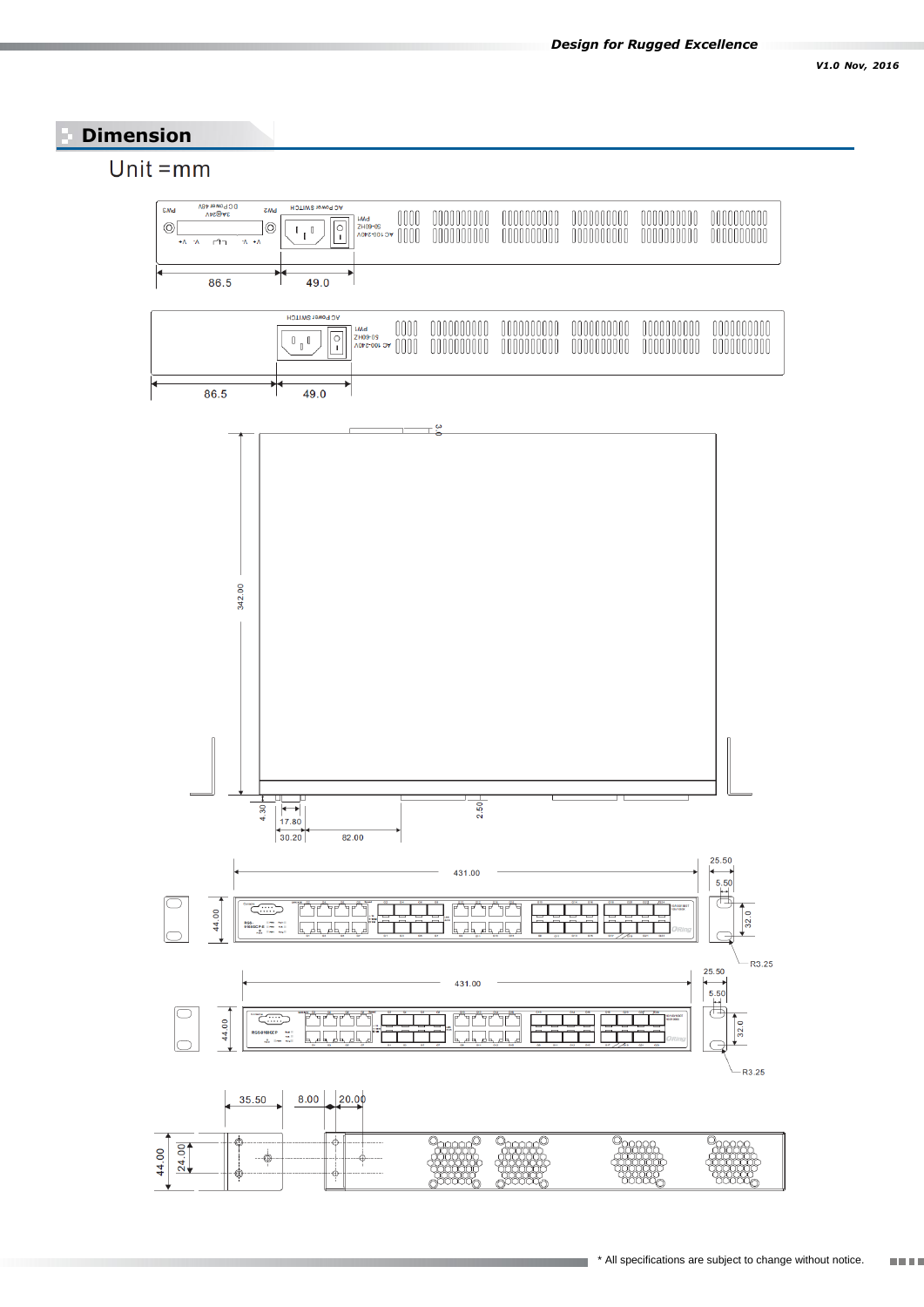## Dimension

Unit =mm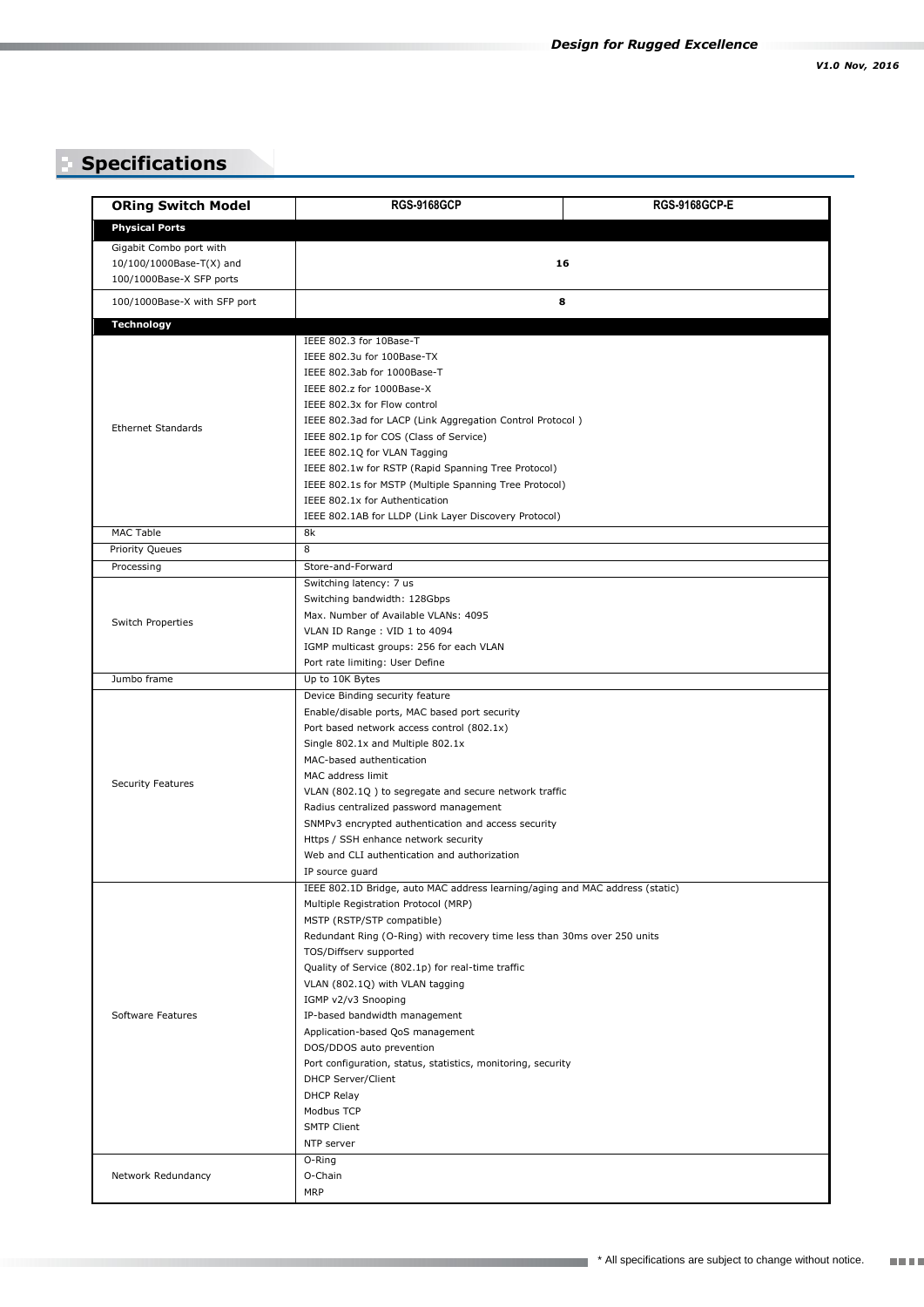## Specifications

| ORing Switch Model | RGS-9168GCP | RGS-9168GCP-E |
|---|---|---|
| **Physical Ports** | | |
| Gigabit Combo port with 10/100/1000Base-T(X) and 100/1000Base-X SFP ports | 16 | |
| 100/1000Base-X with SFP port | 8 | |
| **Technology** | | |
| Ethernet Standards | IEEE 802.3 for 10Base-T<br>IEEE 802.3u for 100Base-TX<br>IEEE 802.3ab for 1000Base-T<br>IEEE 802.z for 1000Base-X<br>IEEE 802.3x for Flow control<br>IEEE 802.3ad for LACP (Link Aggregation Control Protocol )<br>IEEE 802.1p for COS (Class of Service)<br>IEEE 802.1Q for VLAN Tagging<br>IEEE 802.1w for RSTP (Rapid Spanning Tree Protocol)<br>IEEE 802.1s for MSTP (Multiple Spanning Tree Protocol)<br>IEEE 802.1x for Authentication<br>IEEE 802.1AB for LLDP (Link Layer Discovery Protocol) | |
| MAC Table | 8k | |
| Priority Queues | 8 | |
| Processing | Store-and-Forward | |
| Switch Properties | Switching latency: 7 us<br>Switching bandwidth: 128Gbps<br>Max. Number of Available VLANs: 4095<br>VLAN ID Range : VID 1 to 4094<br>IGMP multicast groups: 256 for each VLAN<br>Port rate limiting: User Define | |
| Jumbo frame | Up to 10K Bytes | |
| Security Features | Device Binding security feature<br>Enable/disable ports, MAC based port security<br>Port based network access control (802.1x)<br>Single 802.1x and Multiple 802.1x<br>MAC-based authentication<br>MAC address limit<br>VLAN (802.1Q ) to segregate and secure network traffic<br>Radius centralized password management<br>SNMPv3 encrypted authentication and access security<br>Https / SSH enhance network security<br>Web and CLI authentication and authorization<br>IP source guard | |
| Software Features | IEEE 802.1D Bridge, auto MAC address learning/aging and MAC address (static)<br>Multiple Registration Protocol (MRP)<br>MSTP (RSTP/STP compatible)<br>Redundant Ring (O-Ring) with recovery time less than 30ms over 250 units<br>TOS/Diffserv supported<br>Quality of Service (802.1p) for real-time traffic<br>VLAN (802.1Q) with VLAN tagging<br>IGMP v2/v3 Snooping<br>IP-based bandwidth management<br>Application-based QoS management<br>DOS/DDOS auto prevention<br>Port configuration, status, statistics, monitoring, security<br>DHCP Server/Client<br>DHCP Relay<br>Modbus TCP<br>SMTP Client<br>NTP server | |
| Network Redundancy | O-Ring<br>O-Chain<br>MRP | |

* All specifications are subject to change without notice.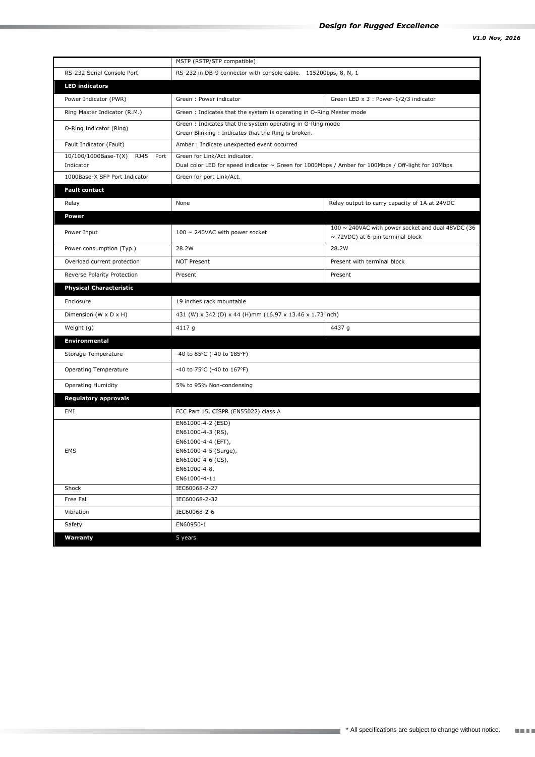| | | |
|---|---|---|
| | MSTP (RSTP/STP compatible) | |
| RS-232 Serial Console Port | RS-232 in DB-9 connector with console cable. 115200bps, 8, N, 1 | |
| **LED indicators** | | |
| Power Indicator (PWR) | Green : Power indicator | Green LED x 3 : Power-1/2/3 indicator |
| Ring Master Indicator (R.M.) | Green : Indicates that the system is operating in O-Ring Master mode | |
| O-Ring Indicator (Ring) | Green : Indicates that the system operating in O-Ring mode<br>Green Blinking : Indicates that the Ring is broken. | |
| Fault Indicator (Fault) | Amber : Indicate unexpected event occurred | |
| 10/100/1000Base-T(X) RJ45 Port Indicator | Green for Link/Act indicator.<br>Dual color LED for speed indicator ~ Green for 1000Mbps / Amber for 100Mbps / Off-light for 10Mbps | |
| 1000Base-X SFP Port Indicator | Green for port Link/Act. | |
| **Fault contact** | | |
| Relay | None | Relay output to carry capacity of 1A at 24VDC |
| **Power** | | |
| Power Input | 100 ~ 240VAC with power socket | 100 ~ 240VAC with power socket and dual 48VDC (36 ~ 72VDC) at 6-pin terminal block |
| Power consumption (Typ.) | 28.2W | 28.2W |
| Overload current protection | NOT Present | Present with terminal block |
| Reverse Polarity Protection | Present | Present |
| **Physical Characteristic** | | |
| Enclosure | 19 inches rack mountable | |
| Dimension (W x D x H) | 431 (W) x 342 (D) x 44 (H)mm (16.97 x 13.46 x 1.73 inch) | |
| Weight (g) | 4117 g | 4437 g |
| **Environmental** | | |
| Storage Temperature | -40 to 85°C (-40 to 185°F) | |
| Operating Temperature | -40 to 75°C (-40 to 167°F) | |
| Operating Humidity | 5% to 95% Non-condensing | |
| **Regulatory approvals** | | |
| EMI | FCC Part 15, CISPR (EN55022) class A | |
| EMS | EN61000-4-2 (ESD)<br>EN61000-4-3 (RS),<br>EN61000-4-4 (EFT),<br>EN61000-4-5 (Surge),<br>EN61000-4-6 (CS),<br>EN61000-4-8,<br>EN61000-4-11 | |
| Shock | IEC60068-2-27 | |
| Free Fall | IEC60068-2-32 | |
| Vibration | IEC60068-2-6 | |
| Safety | EN60950-1 | |
| **Warranty** | 5 years | |

* All specifications are subject to change without notice.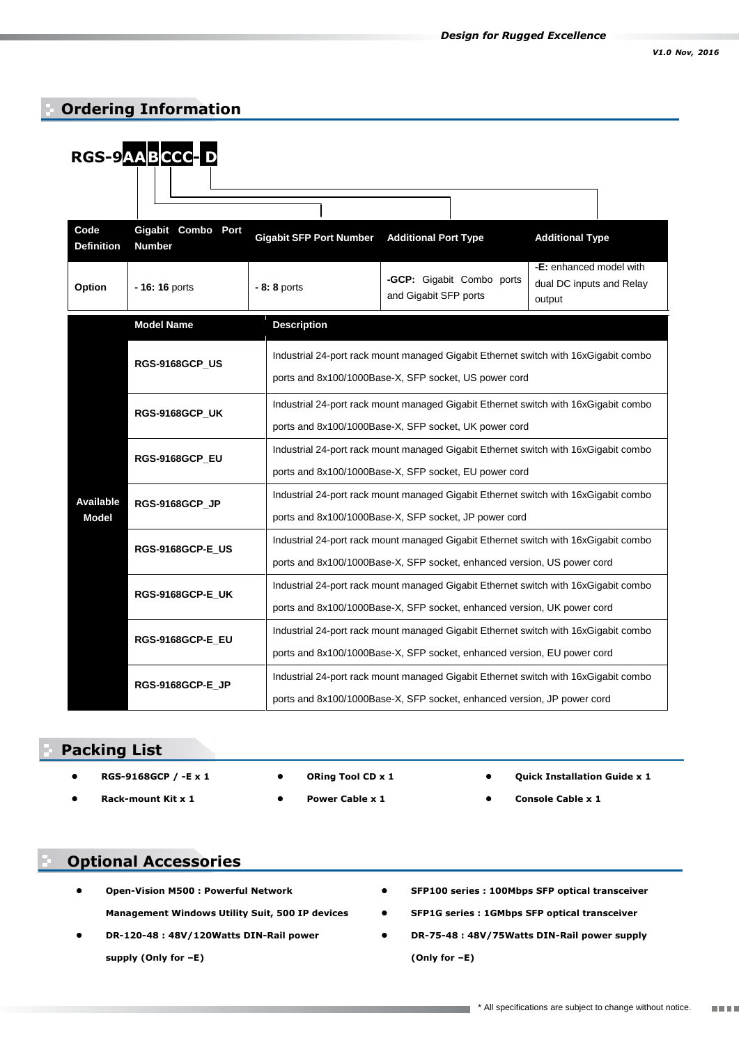## Ordering Information

**RGS-9AABCCC- D**

| Code Definition | Gigabit Combo Port Number | Gigabit SFP Port Number | Additional Port Type | Additional Type |
|---|---|---|---|---|
| Option | **- 16: 16** ports | **- 8: 8** ports | **-GCP:** Gigabit Combo ports and Gigabit SFP ports | **-E:** enhanced model with dual DC inputs and Relay output |

| | Model Name | Description |
|---|---|---|
| Available Model | **RGS-9168GCP_US** | Industrial 24-port rack mount managed Gigabit Ethernet switch with 16xGigabit combo ports and 8x100/1000Base-X, SFP socket, US power cord |
| | **RGS-9168GCP_UK** | Industrial 24-port rack mount managed Gigabit Ethernet switch with 16xGigabit combo ports and 8x100/1000Base-X, SFP socket, UK power cord |
| | **RGS-9168GCP_EU** | Industrial 24-port rack mount managed Gigabit Ethernet switch with 16xGigabit combo ports and 8x100/1000Base-X, SFP socket, EU power cord |
| | **RGS-9168GCP_JP** | Industrial 24-port rack mount managed Gigabit Ethernet switch with 16xGigabit combo ports and 8x100/1000Base-X, SFP socket, JP power cord |
| | **RGS-9168GCP-E_US** | Industrial 24-port rack mount managed Gigabit Ethernet switch with 16xGigabit combo ports and 8x100/1000Base-X, SFP socket, enhanced version, US power cord |
| | **RGS-9168GCP-E_UK** | Industrial 24-port rack mount managed Gigabit Ethernet switch with 16xGigabit combo ports and 8x100/1000Base-X, SFP socket, enhanced version, UK power cord |
| | **RGS-9168GCP-E_EU** | Industrial 24-port rack mount managed Gigabit Ethernet switch with 16xGigabit combo ports and 8x100/1000Base-X, SFP socket, enhanced version, EU power cord |
| | **RGS-9168GCP-E_JP** | Industrial 24-port rack mount managed Gigabit Ethernet switch with 16xGigabit combo ports and 8x100/1000Base-X, SFP socket, enhanced version, JP power cord |

## Packing List

- **RGS-9168GCP / -E x 1**
- **ORing Tool CD x 1**
- **Quick Installation Guide x 1**
- **Rack-mount Kit x 1**
- **Power Cable x 1**
- **Console Cable x 1**

## Optional Accessories

- **Open-Vision M500 : Powerful Network Management Windows Utility Suit, 500 IP devices**
- **DR-120-48 : 48V/120Watts DIN-Rail power supply (Only for –E)**
- **SFP100 series : 100Mbps SFP optical transceiver**
- **SFP1G series : 1GMbps SFP optical transceiver**
- **DR-75-48 : 48V/75Watts DIN-Rail power supply (Only for –E)**

\* All specifications are subject to change without notice.